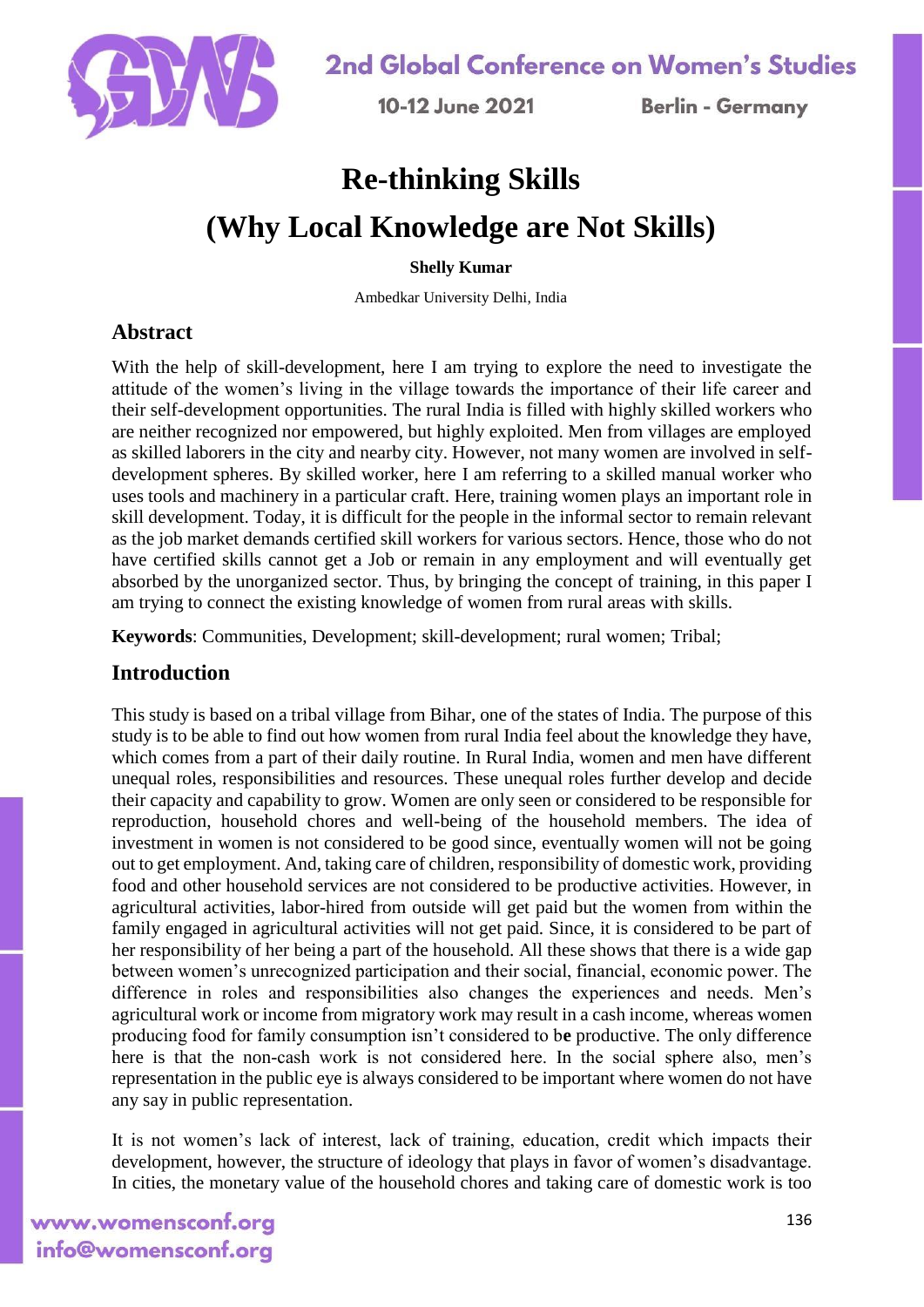# Re-thinking Skills
# (Why Local Knowledge are Not Skills)

**Shelly Kumar**

Ambedkar University Delhi, India

## Abstract

With the help of skill-development, here I am trying to explore the need to investigate the attitude of the women's living in the village towards the importance of their life career and their self-development opportunities. The rural India is filled with highly skilled workers who are neither recognized nor empowered, but highly exploited. Men from villages are employed as skilled laborers in the city and nearby city. However, not many women are involved in self-development spheres. By skilled worker, here I am referring to a skilled manual worker who uses tools and machinery in a particular craft. Here, training women plays an important role in skill development. Today, it is difficult for the people in the informal sector to remain relevant as the job market demands certified skill workers for various sectors. Hence, those who do not have certified skills cannot get a Job or remain in any employment and will eventually get absorbed by the unorganized sector. Thus, by bringing the concept of training, in this paper I am trying to connect the existing knowledge of women from rural areas with skills.

**Keywords**: Communities, Development; skill-development; rural women; Tribal;

## Introduction

This study is based on a tribal village from Bihar, one of the states of India. The purpose of this study is to be able to find out how women from rural India feel about the knowledge they have, which comes from a part of their daily routine. In Rural India, women and men have different unequal roles, responsibilities and resources. These unequal roles further develop and decide their capacity and capability to grow. Women are only seen or considered to be responsible for reproduction, household chores and well-being of the household members. The idea of investment in women is not considered to be good since, eventually women will not be going out to get employment. And, taking care of children, responsibility of domestic work, providing food and other household services are not considered to be productive activities. However, in agricultural activities, labor-hired from outside will get paid but the women from within the family engaged in agricultural activities will not get paid. Since, it is considered to be part of her responsibility of her being a part of the household. All these shows that there is a wide gap between women's unrecognized participation and their social, financial, economic power. The difference in roles and responsibilities also changes the experiences and needs. Men's agricultural work or income from migratory work may result in a cash income, whereas women producing food for family consumption isn't considered to be productive. The only difference here is that the non-cash work is not considered here. In the social sphere also, men's representation in the public eye is always considered to be important where women do not have any say in public representation.

It is not women's lack of interest, lack of training, education, credit which impacts their development, however, the structure of ideology that plays in favor of women's disadvantage. In cities, the monetary value of the household chores and taking care of domestic work is too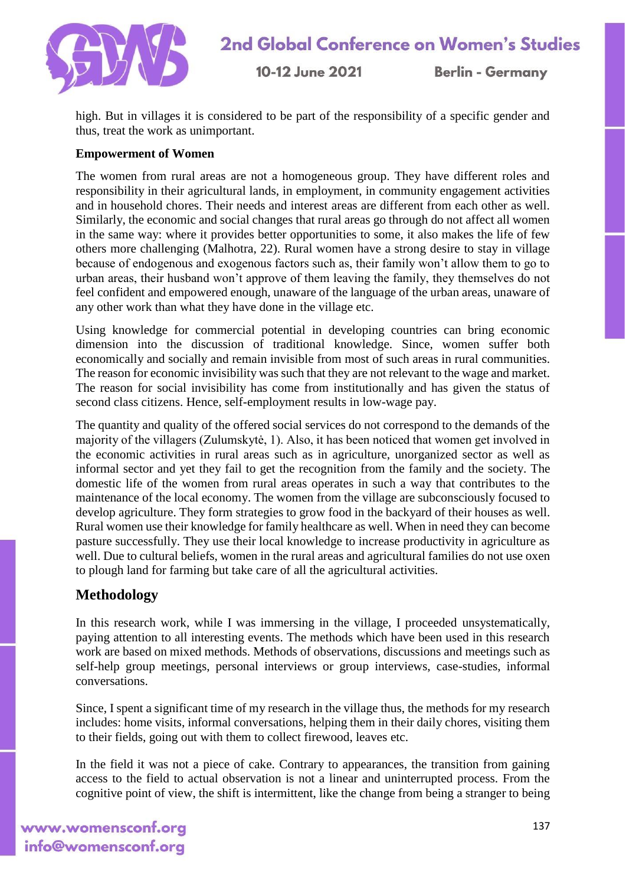high. But in villages it is considered to be part of the responsibility of a specific gender and thus, treat the work as unimportant.

**Empowerment of Women**

The women from rural areas are not a homogeneous group. They have different roles and responsibility in their agricultural lands, in employment, in community engagement activities and in household chores. Their needs and interest areas are different from each other as well. Similarly, the economic and social changes that rural areas go through do not affect all women in the same way: where it provides better opportunities to some, it also makes the life of few others more challenging (Malhotra, 22). Rural women have a strong desire to stay in village because of endogenous and exogenous factors such as, their family won't allow them to go to urban areas, their husband won't approve of them leaving the family, they themselves do not feel confident and empowered enough, unaware of the language of the urban areas, unaware of any other work than what they have done in the village etc.

Using knowledge for commercial potential in developing countries can bring economic dimension into the discussion of traditional knowledge. Since, women suffer both economically and socially and remain invisible from most of such areas in rural communities. The reason for economic invisibility was such that they are not relevant to the wage and market. The reason for social invisibility has come from institutionally and has given the status of second class citizens. Hence, self-employment results in low-wage pay.

The quantity and quality of the offered social services do not correspond to the demands of the majority of the villagers (Zulumskytė, 1). Also, it has been noticed that women get involved in the economic activities in rural areas such as in agriculture, unorganized sector as well as informal sector and yet they fail to get the recognition from the family and the society. The domestic life of the women from rural areas operates in such a way that contributes to the maintenance of the local economy. The women from the village are subconsciously focused to develop agriculture. They form strategies to grow food in the backyard of their houses as well. Rural women use their knowledge for family healthcare as well. When in need they can become pasture successfully. They use their local knowledge to increase productivity in agriculture as well. Due to cultural beliefs, women in the rural areas and agricultural families do not use oxen to plough land for farming but take care of all the agricultural activities.

## Methodology

In this research work, while I was immersing in the village, I proceeded unsystematically, paying attention to all interesting events. The methods which have been used in this research work are based on mixed methods. Methods of observations, discussions and meetings such as self-help group meetings, personal interviews or group interviews, case-studies, informal conversations.

Since, I spent a significant time of my research in the village thus, the methods for my research includes: home visits, informal conversations, helping them in their daily chores, visiting them to their fields, going out with them to collect firewood, leaves etc.

In the field it was not a piece of cake. Contrary to appearances, the transition from gaining access to the field to actual observation is not a linear and uninterrupted process. From the cognitive point of view, the shift is intermittent, like the change from being a stranger to being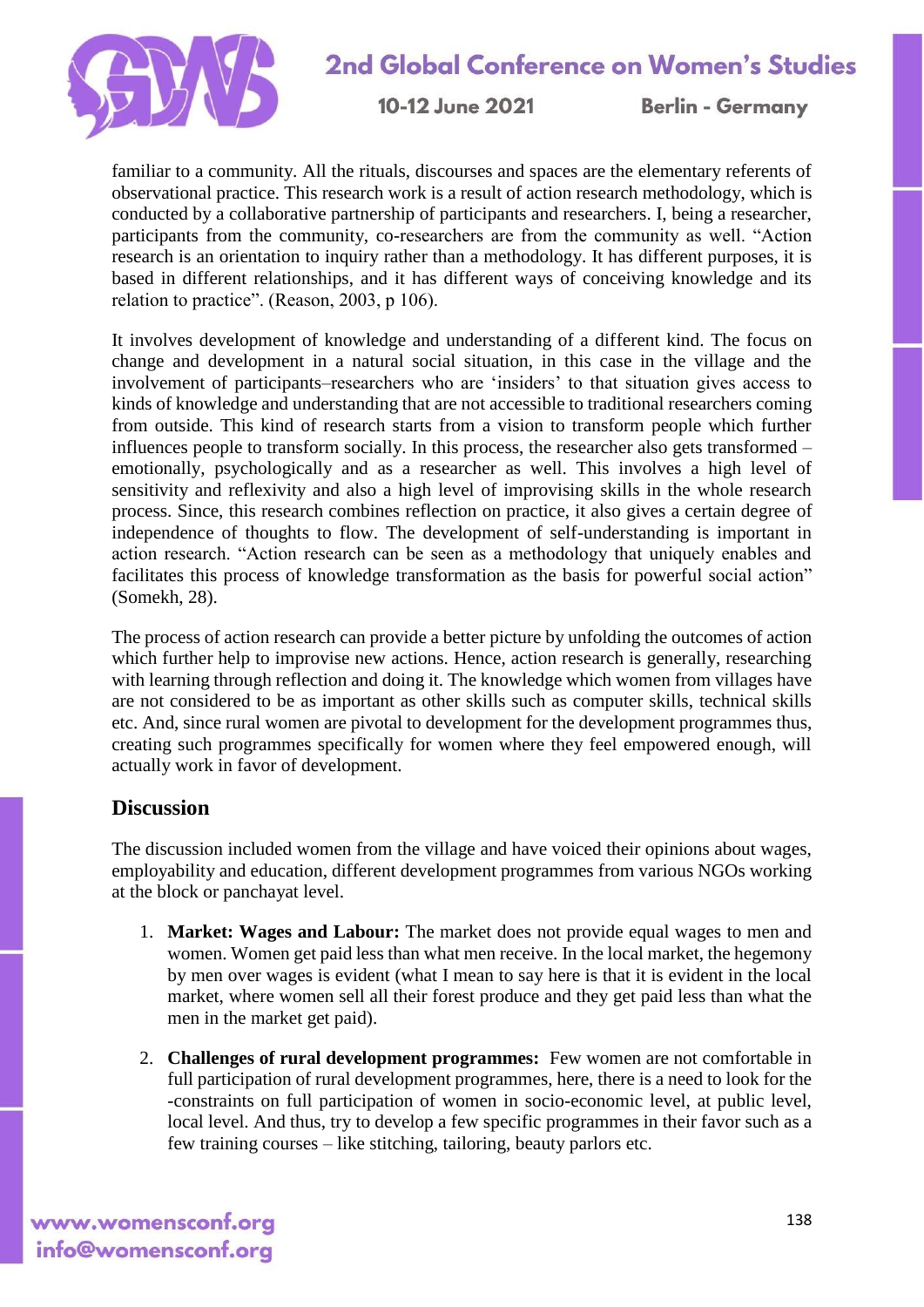familiar to a community. All the rituals, discourses and spaces are the elementary referents of observational practice. This research work is a result of action research methodology, which is conducted by a collaborative partnership of participants and researchers. I, being a researcher, participants from the community, co-researchers are from the community as well. “Action research is an orientation to inquiry rather than a methodology. It has different purposes, it is based in different relationships, and it has different ways of conceiving knowledge and its relation to practice”. (Reason, 2003, p 106).

It involves development of knowledge and understanding of a different kind. The focus on change and development in a natural social situation, in this case in the village and the involvement of participants–researchers who are ‘insiders’ to that situation gives access to kinds of knowledge and understanding that are not accessible to traditional researchers coming from outside. This kind of research starts from a vision to transform people which further influences people to transform socially. In this process, the researcher also gets transformed – emotionally, psychologically and as a researcher as well. This involves a high level of sensitivity and reflexivity and also a high level of improvising skills in the whole research process. Since, this research combines reflection on practice, it also gives a certain degree of independence of thoughts to flow. The development of self-understanding is important in action research. “Action research can be seen as a methodology that uniquely enables and facilitates this process of knowledge transformation as the basis for powerful social action” (Somekh, 28).

The process of action research can provide a better picture by unfolding the outcomes of action which further help to improvise new actions. Hence, action research is generally, researching with learning through reflection and doing it. The knowledge which women from villages have are not considered to be as important as other skills such as computer skills, technical skills etc. And, since rural women are pivotal to development for the development programmes thus, creating such programmes specifically for women where they feel empowered enough, will actually work in favor of development.

## Discussion

The discussion included women from the village and have voiced their opinions about wages, employability and education, different development programmes from various NGOs working at the block or panchayat level.

1. **Market: Wages and Labour:** The market does not provide equal wages to men and women. Women get paid less than what men receive. In the local market, the hegemony by men over wages is evident (what I mean to say here is that it is evident in the local market, where women sell all their forest produce and they get paid less than what the men in the market get paid).
2. **Challenges of rural development programmes:** Few women are not comfortable in full participation of rural development programmes, here, there is a need to look for the -constraints on full participation of women in socio-economic level, at public level, local level. And thus, try to develop a few specific programmes in their favor such as a few training courses – like stitching, tailoring, beauty parlors etc.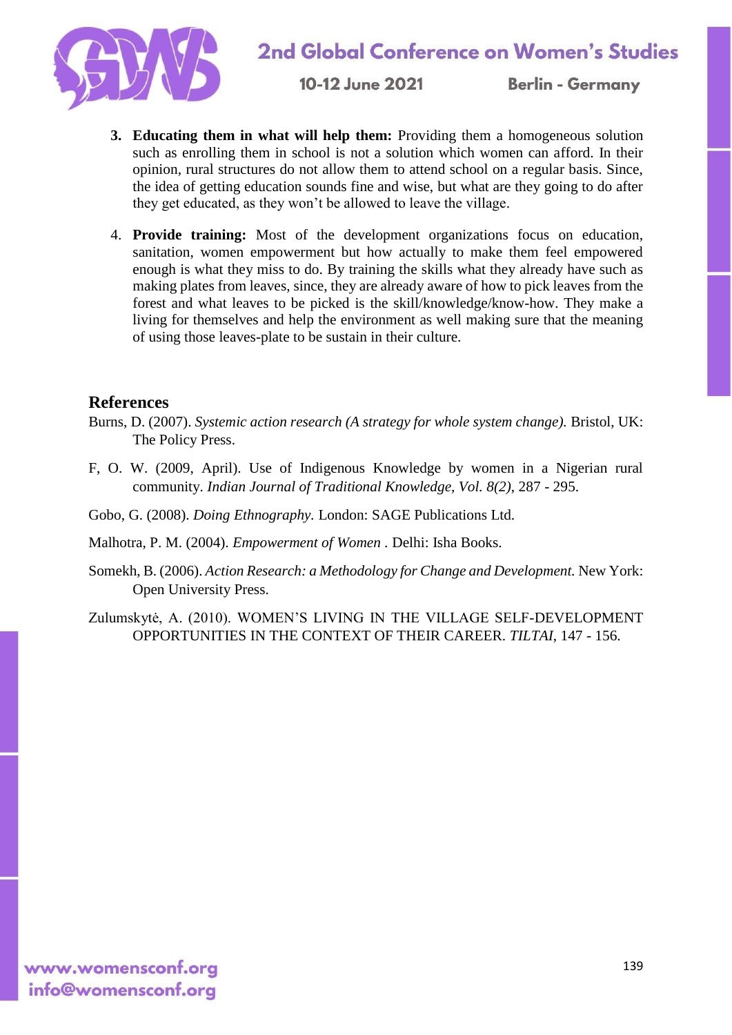3. **Educating them in what will help them:** Providing them a homogeneous solution such as enrolling them in school is not a solution which women can afford. In their opinion, rural structures do not allow them to attend school on a regular basis. Since, the idea of getting education sounds fine and wise, but what are they going to do after they get educated, as they won't be allowed to leave the village.

4. **Provide training:** Most of the development organizations focus on education, sanitation, women empowerment but how actually to make them feel empowered enough is what they miss to do. By training the skills what they already have such as making plates from leaves, since, they are already aware of how to pick leaves from the forest and what leaves to be picked is the skill/knowledge/know-how. They make a living for themselves and help the environment as well making sure that the meaning of using those leaves-plate to be sustain in their culture.

## References

Burns, D. (2007). *Systemic action research (A strategy for whole system change).* Bristol, UK: The Policy Press.

F, O. W. (2009, April). Use of Indigenous Knowledge by women in a Nigerian rural community. *Indian Journal of Traditional Knowledge, Vol. 8(2)*, 287 - 295.

Gobo, G. (2008). *Doing Ethnography.* London: SAGE Publications Ltd.

Malhotra, P. M. (2004). *Empowerment of Women* . Delhi: Isha Books.

Somekh, B. (2006). *Action Research: a Methodology for Change and Development.* New York: Open University Press.

Zulumskytė, A. (2010). WOMEN'S LIVING IN THE VILLAGE SELF-DEVELOPMENT OPPORTUNITIES IN THE CONTEXT OF THEIR CAREER. *TILTAI*, 147 - 156.